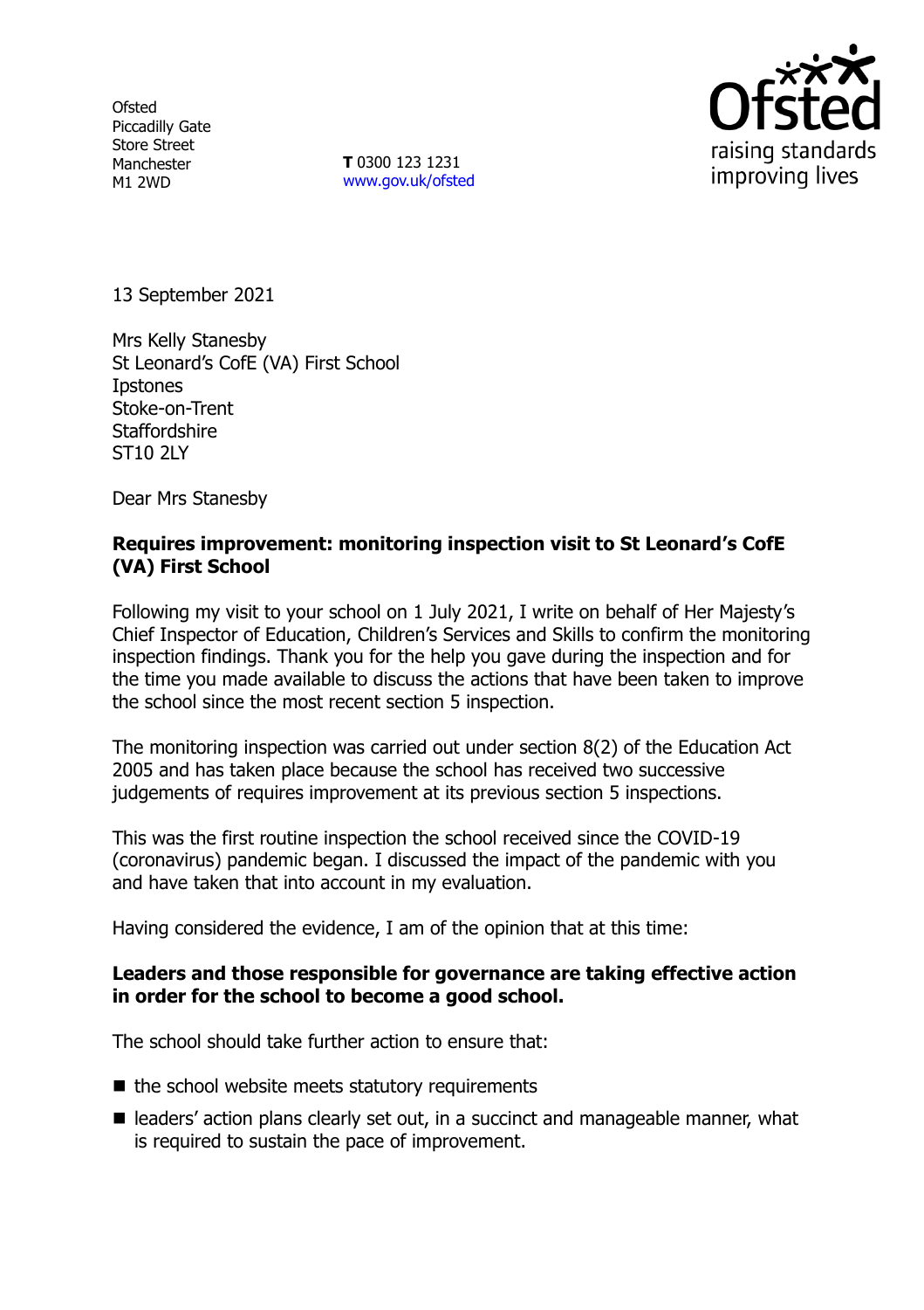Ofsted
Piccadilly Gate
Store Street
Manchester
M1 2WD

**T** 0300 123 1231
www.gov.uk/ofsted

13 September 2021

Mrs Kelly Stanesby
St Leonard's CofE (VA) First School
Ipstones
Stoke-on-Trent
Staffordshire
ST10 2LY

Dear Mrs Stanesby

**Requires improvement: monitoring inspection visit to St Leonard's CofE (VA) First School**

Following my visit to your school on 1 July 2021, I write on behalf of Her Majesty's Chief Inspector of Education, Children's Services and Skills to confirm the monitoring inspection findings. Thank you for the help you gave during the inspection and for the time you made available to discuss the actions that have been taken to improve the school since the most recent section 5 inspection.

The monitoring inspection was carried out under section 8(2) of the Education Act 2005 and has taken place because the school has received two successive judgements of requires improvement at its previous section 5 inspections.

This was the first routine inspection the school received since the COVID-19 (coronavirus) pandemic began. I discussed the impact of the pandemic with you and have taken that into account in my evaluation.

Having considered the evidence, I am of the opinion that at this time:

**Leaders and those responsible for governance are taking effective action in order for the school to become a good school.**

The school should take further action to ensure that:

- the school website meets statutory requirements
- leaders' action plans clearly set out, in a succinct and manageable manner, what is required to sustain the pace of improvement.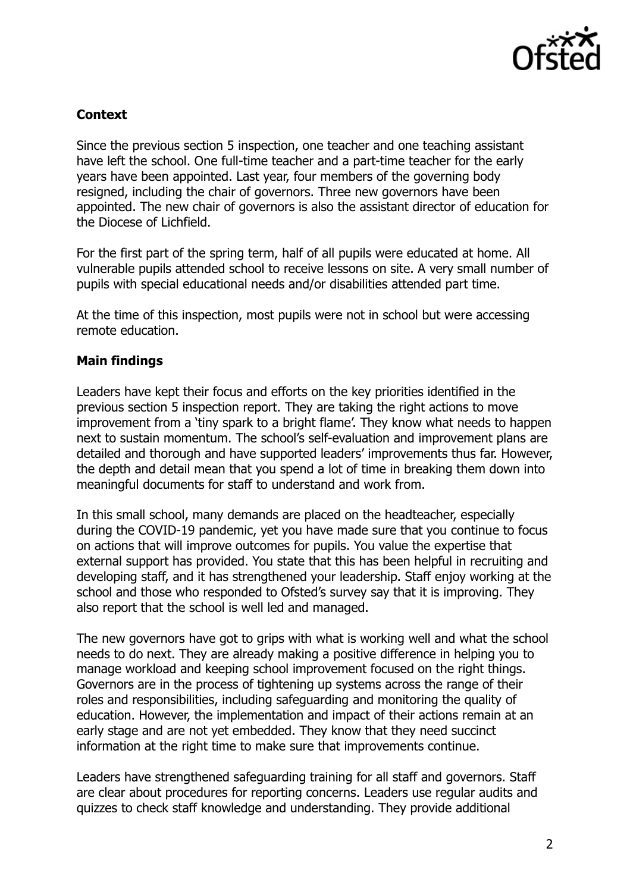## Context

Since the previous section 5 inspection, one teacher and one teaching assistant have left the school. One full-time teacher and a part-time teacher for the early years have been appointed. Last year, four members of the governing body resigned, including the chair of governors. Three new governors have been appointed. The new chair of governors is also the assistant director of education for the Diocese of Lichfield.

For the first part of the spring term, half of all pupils were educated at home. All vulnerable pupils attended school to receive lessons on site. A very small number of pupils with special educational needs and/or disabilities attended part time.

At the time of this inspection, most pupils were not in school but were accessing remote education.

## Main findings

Leaders have kept their focus and efforts on the key priorities identified in the previous section 5 inspection report. They are taking the right actions to move improvement from a 'tiny spark to a bright flame'. They know what needs to happen next to sustain momentum. The school's self-evaluation and improvement plans are detailed and thorough and have supported leaders' improvements thus far. However, the depth and detail mean that you spend a lot of time in breaking them down into meaningful documents for staff to understand and work from.

In this small school, many demands are placed on the headteacher, especially during the COVID-19 pandemic, yet you have made sure that you continue to focus on actions that will improve outcomes for pupils. You value the expertise that external support has provided. You state that this has been helpful in recruiting and developing staff, and it has strengthened your leadership. Staff enjoy working at the school and those who responded to Ofsted's survey say that it is improving. They also report that the school is well led and managed.

The new governors have got to grips with what is working well and what the school needs to do next. They are already making a positive difference in helping you to manage workload and keeping school improvement focused on the right things. Governors are in the process of tightening up systems across the range of their roles and responsibilities, including safeguarding and monitoring the quality of education. However, the implementation and impact of their actions remain at an early stage and are not yet embedded. They know that they need succinct information at the right time to make sure that improvements continue.

Leaders have strengthened safeguarding training for all staff and governors. Staff are clear about procedures for reporting concerns. Leaders use regular audits and quizzes to check staff knowledge and understanding. They provide additional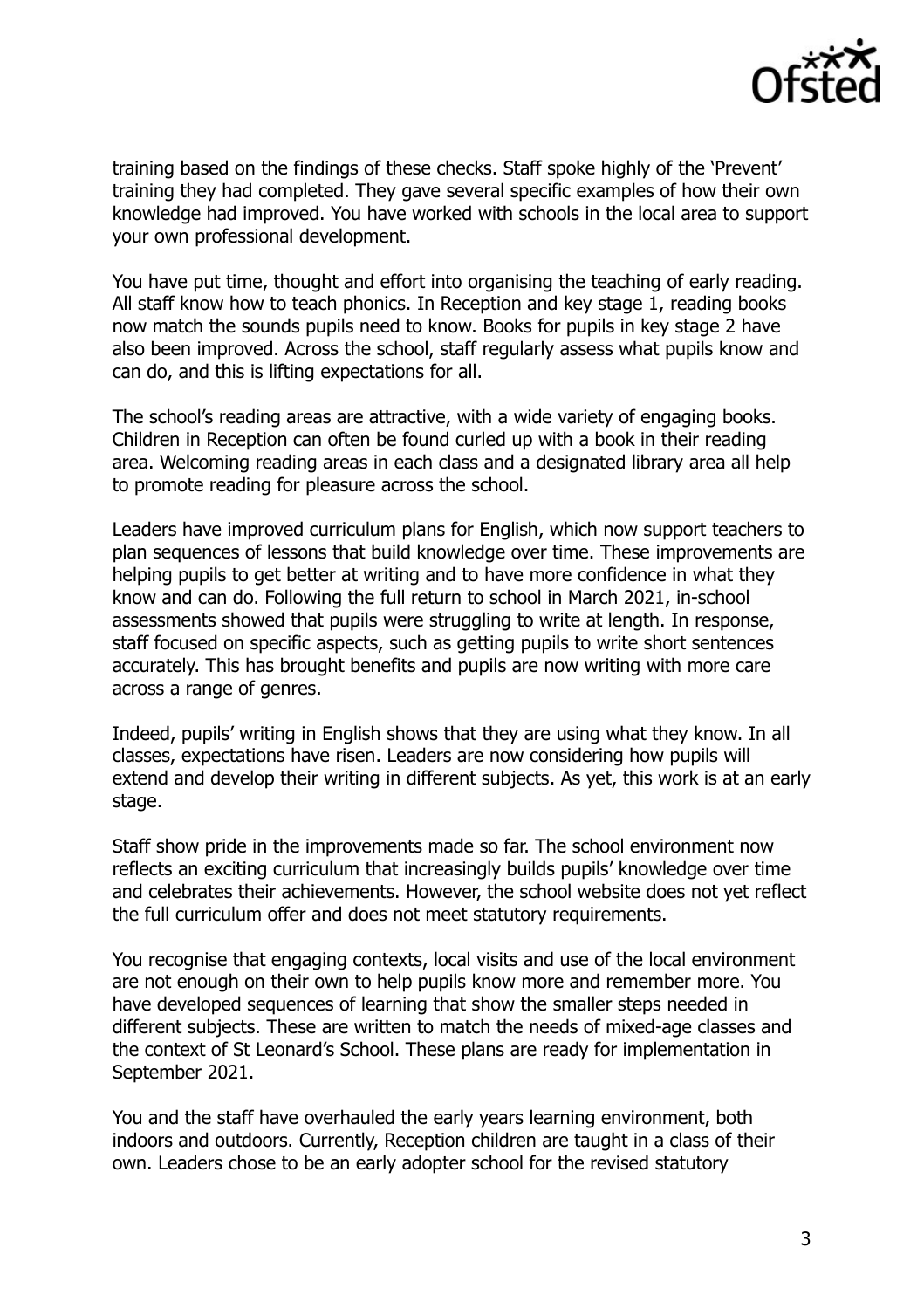training based on the findings of these checks. Staff spoke highly of the 'Prevent' training they had completed. They gave several specific examples of how their own knowledge had improved. You have worked with schools in the local area to support your own professional development.

You have put time, thought and effort into organising the teaching of early reading. All staff know how to teach phonics. In Reception and key stage 1, reading books now match the sounds pupils need to know. Books for pupils in key stage 2 have also been improved. Across the school, staff regularly assess what pupils know and can do, and this is lifting expectations for all.

The school's reading areas are attractive, with a wide variety of engaging books. Children in Reception can often be found curled up with a book in their reading area. Welcoming reading areas in each class and a designated library area all help to promote reading for pleasure across the school.

Leaders have improved curriculum plans for English, which now support teachers to plan sequences of lessons that build knowledge over time. These improvements are helping pupils to get better at writing and to have more confidence in what they know and can do. Following the full return to school in March 2021, in-school assessments showed that pupils were struggling to write at length. In response, staff focused on specific aspects, such as getting pupils to write short sentences accurately. This has brought benefits and pupils are now writing with more care across a range of genres.

Indeed, pupils' writing in English shows that they are using what they know. In all classes, expectations have risen. Leaders are now considering how pupils will extend and develop their writing in different subjects. As yet, this work is at an early stage.

Staff show pride in the improvements made so far. The school environment now reflects an exciting curriculum that increasingly builds pupils' knowledge over time and celebrates their achievements. However, the school website does not yet reflect the full curriculum offer and does not meet statutory requirements.

You recognise that engaging contexts, local visits and use of the local environment are not enough on their own to help pupils know more and remember more. You have developed sequences of learning that show the smaller steps needed in different subjects. These are written to match the needs of mixed-age classes and the context of St Leonard's School. These plans are ready for implementation in September 2021.

You and the staff have overhauled the early years learning environment, both indoors and outdoors. Currently, Reception children are taught in a class of their own. Leaders chose to be an early adopter school for the revised statutory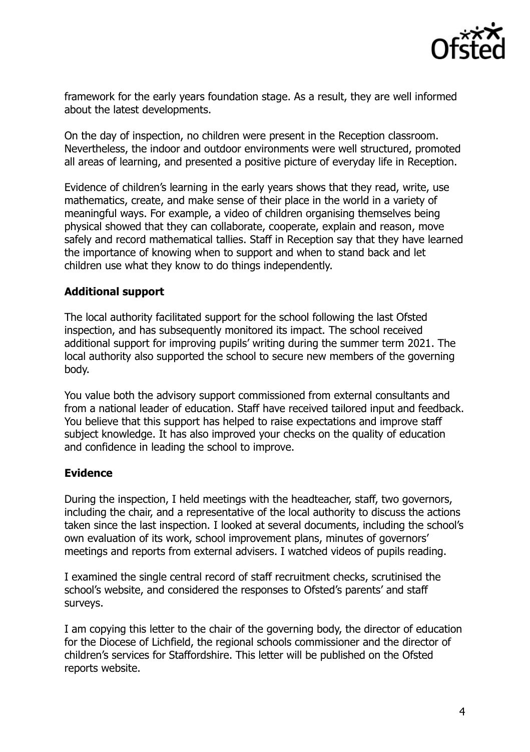framework for the early years foundation stage. As a result, they are well informed about the latest developments.

On the day of inspection, no children were present in the Reception classroom. Nevertheless, the indoor and outdoor environments were well structured, promoted all areas of learning, and presented a positive picture of everyday life in Reception.

Evidence of children's learning in the early years shows that they read, write, use mathematics, create, and make sense of their place in the world in a variety of meaningful ways. For example, a video of children organising themselves being physical showed that they can collaborate, cooperate, explain and reason, move safely and record mathematical tallies. Staff in Reception say that they have learned the importance of knowing when to support and when to stand back and let children use what they know to do things independently.

**Additional support**

The local authority facilitated support for the school following the last Ofsted inspection, and has subsequently monitored its impact. The school received additional support for improving pupils' writing during the summer term 2021. The local authority also supported the school to secure new members of the governing body.

You value both the advisory support commissioned from external consultants and from a national leader of education. Staff have received tailored input and feedback. You believe that this support has helped to raise expectations and improve staff subject knowledge. It has also improved your checks on the quality of education and confidence in leading the school to improve.

**Evidence**

During the inspection, I held meetings with the headteacher, staff, two governors, including the chair, and a representative of the local authority to discuss the actions taken since the last inspection. I looked at several documents, including the school's own evaluation of its work, school improvement plans, minutes of governors' meetings and reports from external advisers. I watched videos of pupils reading.

I examined the single central record of staff recruitment checks, scrutinised the school's website, and considered the responses to Ofsted's parents' and staff surveys.

I am copying this letter to the chair of the governing body, the director of education for the Diocese of Lichfield, the regional schools commissioner and the director of children's services for Staffordshire. This letter will be published on the Ofsted reports website.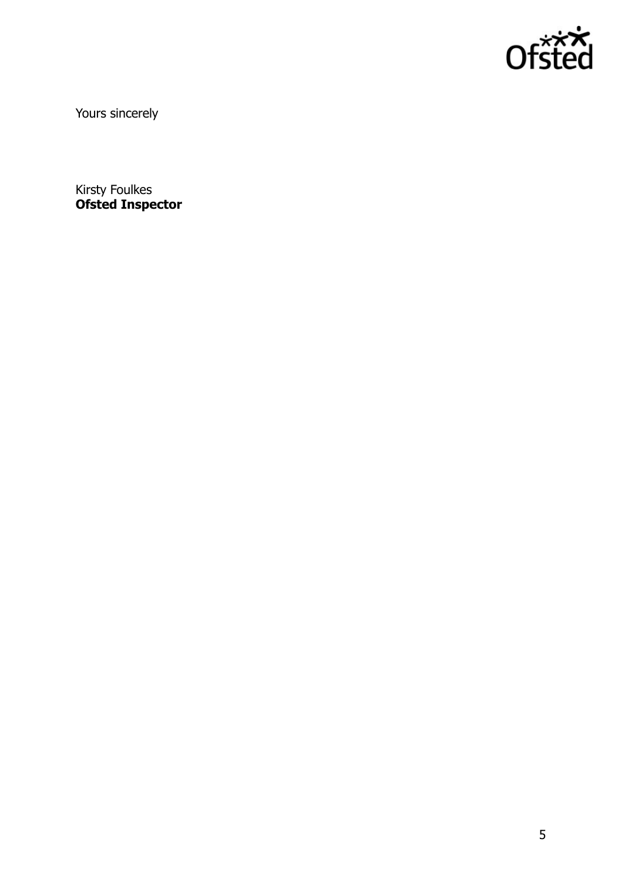Yours sincerely

Kirsty Foulkes
**Ofsted Inspector**